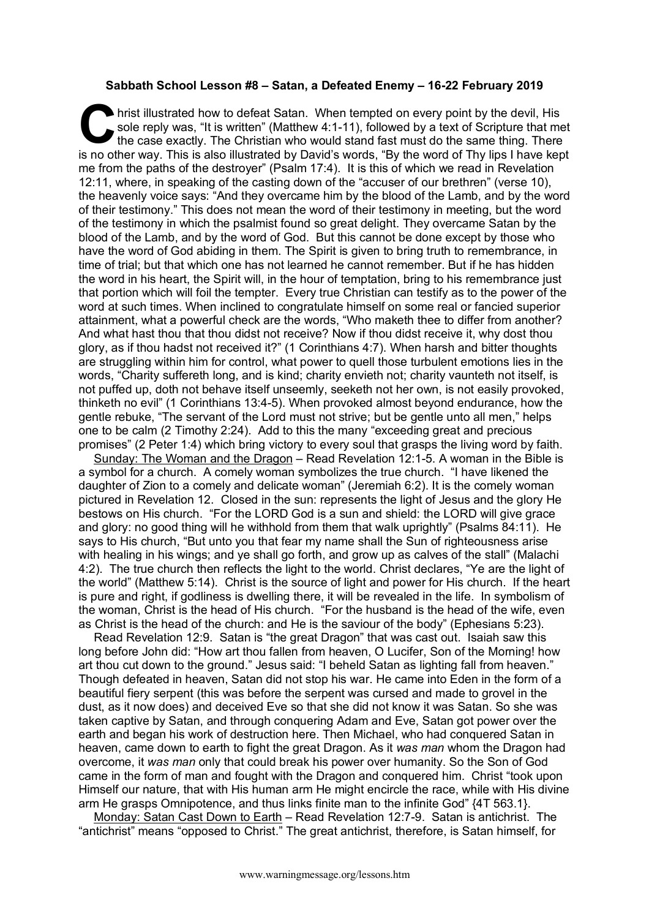**Sabbath School Lesson #8 – Satan, a Defeated Enemy – 16-22 February 2019**

Christ illustrated how to defeat Satan. When tempted on every point by the devil, His sole reply was, "It is written" (Matthew 4:1-11), followed by a text of Scripture that met the case exactly. The Christian who would stand fast must do the same thing. There is no other way. This is also illustrated by David's words, "By the word of Thy lips I have kept me from the paths of the destroyer" (Psalm 17:4). It is this of which we read in Revelation 12:11, where, in speaking of the casting down of the "accuser of our brethren" (verse 10), the heavenly voice says: "And they overcame him by the blood of the Lamb, and by the word of their testimony." This does not mean the word of their testimony in meeting, but the word of the testimony in which the psalmist found so great delight. They overcame Satan by the blood of the Lamb, and by the word of God. But this cannot be done except by those who have the word of God abiding in them. The Spirit is given to bring truth to remembrance, in time of trial; but that which one has not learned he cannot remember. But if he has hidden the word in his heart, the Spirit will, in the hour of temptation, bring to his remembrance just that portion which will foil the tempter. Every true Christian can testify as to the power of the word at such times. When inclined to congratulate himself on some real or fancied superior attainment, what a powerful check are the words, "Who maketh thee to differ from another? And what hast thou that thou didst not receive? Now if thou didst receive it, why dost thou glory, as if thou hadst not received it?" (1 Corinthians 4:7). When harsh and bitter thoughts are struggling within him for control, what power to quell those turbulent emotions lies in the words, "Charity suffereth long, and is kind; charity envieth not; charity vaunteth not itself, is not puffed up, doth not behave itself unseemly, seeketh not her own, is not easily provoked, thinketh no evil" (1 Corinthians 13:4-5). When provoked almost beyond endurance, how the gentle rebuke, "The servant of the Lord must not strive; but be gentle unto all men," helps one to be calm (2 Timothy 2:24). Add to this the many "exceeding great and precious promises" (2 Peter 1:4) which bring victory to every soul that grasps the living word by faith.

Sunday: The Woman and the Dragon – Read Revelation 12:1-5. A woman in the Bible is a symbol for a church. A comely woman symbolizes the true church. "I have likened the daughter of Zion to a comely and delicate woman" (Jeremiah 6:2). It is the comely woman pictured in Revelation 12. Closed in the sun: represents the light of Jesus and the glory He bestows on His church. "For the LORD God is a sun and shield: the LORD will give grace and glory: no good thing will he withhold from them that walk uprightly" (Psalms 84:11). He says to His church, "But unto you that fear my name shall the Sun of righteousness arise with healing in his wings; and ye shall go forth, and grow up as calves of the stall" (Malachi 4:2). The true church then reflects the light to the world. Christ declares, "Ye are the light of the world" (Matthew 5:14). Christ is the source of light and power for His church. If the heart is pure and right, if godliness is dwelling there, it will be revealed in the life. In symbolism of the woman, Christ is the head of His church. "For the husband is the head of the wife, even as Christ is the head of the church: and He is the saviour of the body" (Ephesians 5:23).

Read Revelation 12:9. Satan is "the great Dragon" that was cast out. Isaiah saw this long before John did: "How art thou fallen from heaven, O Lucifer, Son of the Morning! how art thou cut down to the ground." Jesus said: "I beheld Satan as lighting fall from heaven." Though defeated in heaven, Satan did not stop his war. He came into Eden in the form of a beautiful fiery serpent (this was before the serpent was cursed and made to grovel in the dust, as it now does) and deceived Eve so that she did not know it was Satan. So she was taken captive by Satan, and through conquering Adam and Eve, Satan got power over the earth and began his work of destruction here. Then Michael, who had conquered Satan in heaven, came down to earth to fight the great Dragon. As it *was man* whom the Dragon had overcome, it *was man* only that could break his power over humanity. So the Son of God came in the form of man and fought with the Dragon and conquered him. Christ "took upon Himself our nature, that with His human arm He might encircle the race, while with His divine arm He grasps Omnipotence, and thus links finite man to the infinite God" {4T 563.1}.

Monday: Satan Cast Down to Earth – Read Revelation 12:7-9. Satan is antichrist. The "antichrist" means "opposed to Christ." The great antichrist, therefore, is Satan himself, for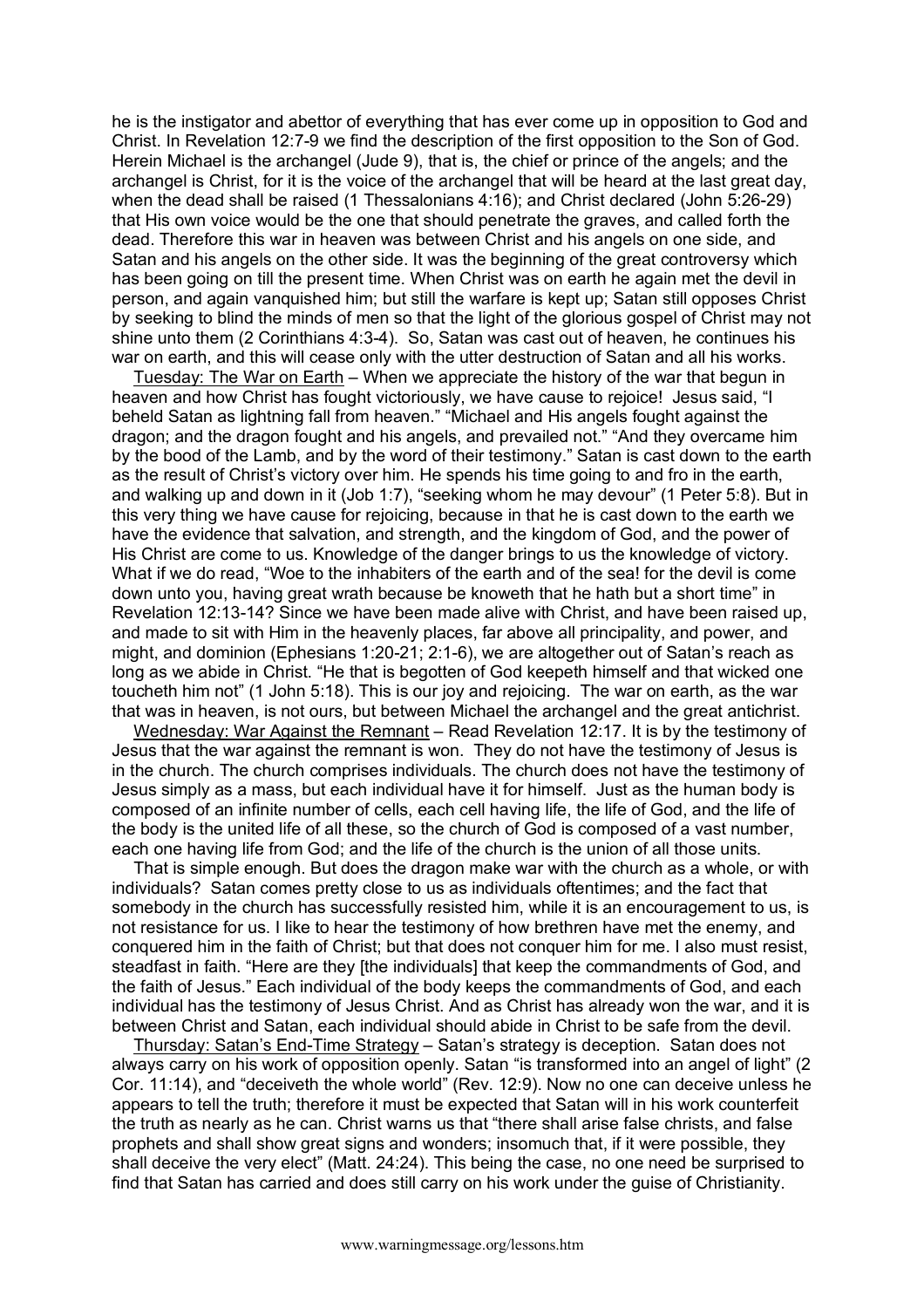he is the instigator and abettor of everything that has ever come up in opposition to God and Christ. In Revelation 12:7-9 we find the description of the first opposition to the Son of God. Herein Michael is the archangel (Jude 9), that is, the chief or prince of the angels; and the archangel is Christ, for it is the voice of the archangel that will be heard at the last great day, when the dead shall be raised (1 Thessalonians 4:16); and Christ declared (John 5:26-29) that His own voice would be the one that should penetrate the graves, and called forth the dead. Therefore this war in heaven was between Christ and his angels on one side, and Satan and his angels on the other side. It was the beginning of the great controversy which has been going on till the present time. When Christ was on earth he again met the devil in person, and again vanquished him; but still the warfare is kept up; Satan still opposes Christ by seeking to blind the minds of men so that the light of the glorious gospel of Christ may not shine unto them (2 Corinthians 4:3-4). So, Satan was cast out of heaven, he continues his war on earth, and this will cease only with the utter destruction of Satan and all his works.

Tuesday: The War on Earth – When we appreciate the history of the war that begun in heaven and how Christ has fought victoriously, we have cause to rejoice! Jesus said, "I beheld Satan as lightning fall from heaven." "Michael and His angels fought against the dragon; and the dragon fought and his angels, and prevailed not." "And they overcame him by the bood of the Lamb, and by the word of their testimony." Satan is cast down to the earth as the result of Christ's victory over him. He spends his time going to and fro in the earth, and walking up and down in it (Job 1:7), "seeking whom he may devour" (1 Peter 5:8). But in this very thing we have cause for rejoicing, because in that he is cast down to the earth we have the evidence that salvation, and strength, and the kingdom of God, and the power of His Christ are come to us. Knowledge of the danger brings to us the knowledge of victory. What if we do read, "Woe to the inhabiters of the earth and of the sea! for the devil is come down unto you, having great wrath because be knoweth that he hath but a short time" in Revelation 12:13-14? Since we have been made alive with Christ, and have been raised up, and made to sit with Him in the heavenly places, far above all principality, and power, and might, and dominion (Ephesians 1:20-21; 2:1-6), we are altogether out of Satan's reach as long as we abide in Christ. "He that is begotten of God keepeth himself and that wicked one toucheth him not" (1 John 5:18). This is our joy and rejoicing. The war on earth, as the war that was in heaven, is not ours, but between Michael the archangel and the great antichrist.

Wednesday: War Against the Remnant – Read Revelation 12:17. It is by the testimony of Jesus that the war against the remnant is won. They do not have the testimony of Jesus is in the church. The church comprises individuals. The church does not have the testimony of Jesus simply as a mass, but each individual have it for himself. Just as the human body is composed of an infinite number of cells, each cell having life, the life of God, and the life of the body is the united life of all these, so the church of God is composed of a vast number, each one having life from God; and the life of the church is the union of all those units.

That is simple enough. But does the dragon make war with the church as a whole, or with individuals? Satan comes pretty close to us as individuals oftentimes; and the fact that somebody in the church has successfully resisted him, while it is an encouragement to us, is not resistance for us. I like to hear the testimony of how brethren have met the enemy, and conquered him in the faith of Christ; but that does not conquer him for me. I also must resist, steadfast in faith. "Here are they [the individuals] that keep the commandments of God, and the faith of Jesus." Each individual of the body keeps the commandments of God, and each individual has the testimony of Jesus Christ. And as Christ has already won the war, and it is between Christ and Satan, each individual should abide in Christ to be safe from the devil.

Thursday: Satan's End-Time Strategy – Satan's strategy is deception. Satan does not always carry on his work of opposition openly. Satan "is transformed into an angel of light" (2 Cor. 11:14), and "deceiveth the whole world" (Rev. 12:9). Now no one can deceive unless he appears to tell the truth; therefore it must be expected that Satan will in his work counterfeit the truth as nearly as he can. Christ warns us that "there shall arise false christs, and false prophets and shall show great signs and wonders; insomuch that, if it were possible, they shall deceive the very elect" (Matt. 24:24). This being the case, no one need be surprised to find that Satan has carried and does still carry on his work under the guise of Christianity.